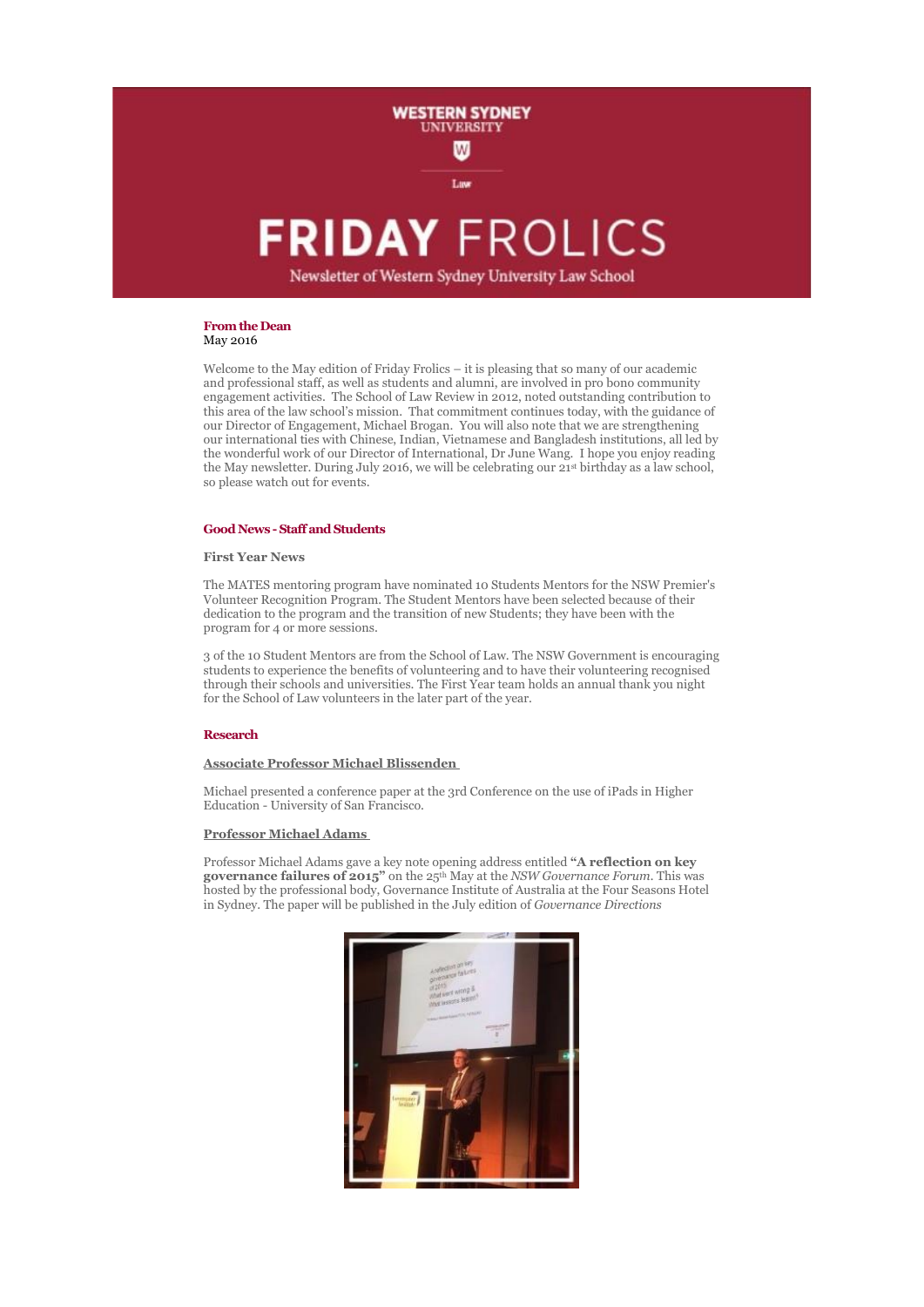# WESTERN SYDNEY UNIVERSITY

Law

# FRIDAY FROLICS

Newsletter of Western Sydney University Law School

**From the Dean**
May 2016

Welcome to the May edition of Friday Frolics – it is pleasing that so many of our academic and professional staff, as well as students and alumni, are involved in pro bono community engagement activities. The School of Law Review in 2012, noted outstanding contribution to this area of the law school's mission. That commitment continues today, with the guidance of our Director of Engagement, Michael Brogan. You will also note that we are strengthening our international ties with Chinese, Indian, Vietnamese and Bangladesh institutions, all led by the wonderful work of our Director of International, Dr June Wang. I hope you enjoy reading the May newsletter. During July 2016, we will be celebrating our 21st birthday as a law school, so please watch out for events.

## Good News - Staff and Students

### First Year News

The MATES mentoring program have nominated 10 Students Mentors for the NSW Premier's Volunteer Recognition Program. The Student Mentors have been selected because of their dedication to the program and the transition of new Students; they have been with the program for 4 or more sessions.

3 of the 10 Student Mentors are from the School of Law. The NSW Government is encouraging students to experience the benefits of volunteering and to have their volunteering recognised through their schools and universities. The First Year team holds an annual thank you night for the School of Law volunteers in the later part of the year.

## Research

### Associate Professor Michael Blissenden

Michael presented a conference paper at the 3rd Conference on the use of iPads in Higher Education - University of San Francisco.

### Professor Michael Adams

Professor Michael Adams gave a key note opening address entitled **"A reflection on key governance failures of 2015"** on the 25th May at the *NSW Governance Forum*. This was hosted by the professional body, Governance Institute of Australia at the Four Seasons Hotel in Sydney. The paper will be published in the July edition of *Governance Directions*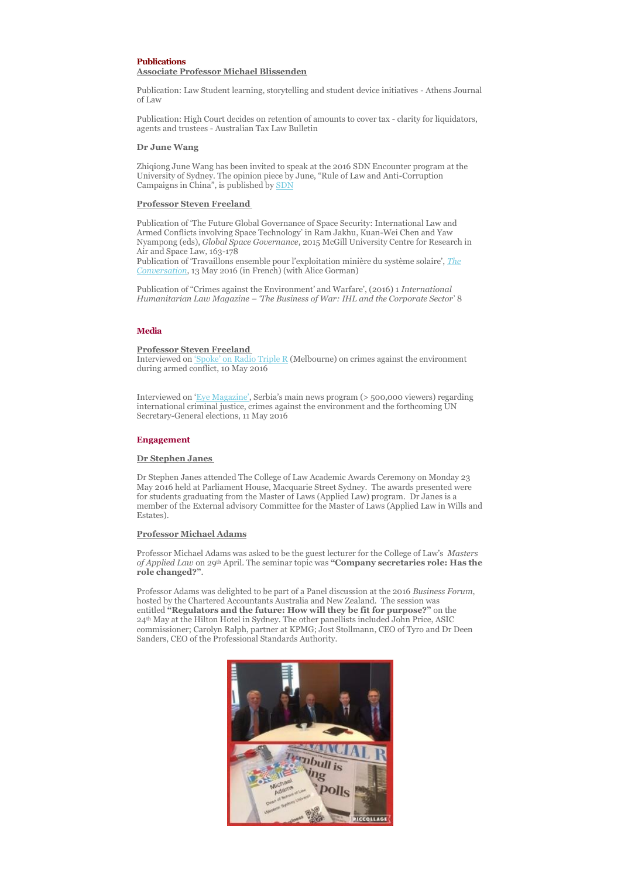## Publications

### Associate Professor Michael Blissenden

Publication: Law Student learning, storytelling and student device initiatives - Athens Journal of Law

Publication: High Court decides on retention of amounts to cover tax - clarity for liquidators, agents and trustees - Australian Tax Law Bulletin

**Dr June Wang**

Zhiqiong June Wang has been invited to speak at the 2016 SDN Encounter program at the University of Sydney. The opinion piece by June, "Rule of Law and Anti-Corruption Campaigns in China", is published by SDN

### Professor Steven Freeland

Publication of 'The Future Global Governance of Space Security: International Law and Armed Conflicts involving Space Technology' in Ram Jakhu, Kuan-Wei Chen and Yaw Nyampong (eds), *Global Space Governance*, 2015 McGill University Centre for Research in Air and Space Law, 163-178
Publication of 'Travaillons ensemble pour l'exploitation minière du système solaire', *The Conversation*, 13 May 2016 (in French) (with Alice Gorman)

Publication of "Crimes against the Environment' and Warfare', (2016) 1 *International Humanitarian Law Magazine – 'The Business of War: IHL and the Corporate Sector'* 8

## Media

### Professor Steven Freeland

Interviewed on 'Spoke' on Radio Triple R (Melbourne) on crimes against the environment during armed conflict, 10 May 2016

Interviewed on 'Eye Magazine', Serbia's main news program (> 500,000 viewers) regarding international criminal justice, crimes against the environment and the forthcoming UN Secretary-General elections, 11 May 2016

## Engagement

### Dr Stephen Janes

Dr Stephen Janes attended The College of Law Academic Awards Ceremony on Monday 23 May 2016 held at Parliament House, Macquarie Street Sydney. The awards presented were for students graduating from the Master of Laws (Applied Law) program. Dr Janes is a member of the External advisory Committee for the Master of Laws (Applied Law in Wills and Estates).

### Professor Michael Adams

Professor Michael Adams was asked to be the guest lecturer for the College of Law's *Masters of Applied Law* on 29th April. The seminar topic was **"Company secretaries role: Has the role changed?"**.

Professor Adams was delighted to be part of a Panel discussion at the 2016 *Business Forum*, hosted by the Chartered Accountants Australia and New Zealand. The session was entitled **"Regulators and the future: How will they be fit for purpose?"** on the 24th May at the Hilton Hotel in Sydney. The other panellists included John Price, ASIC commissioner; Carolyn Ralph, partner at KPMG; Jost Stollmann, CEO of Tyro and Dr Deen Sanders, CEO of the Professional Standards Authority.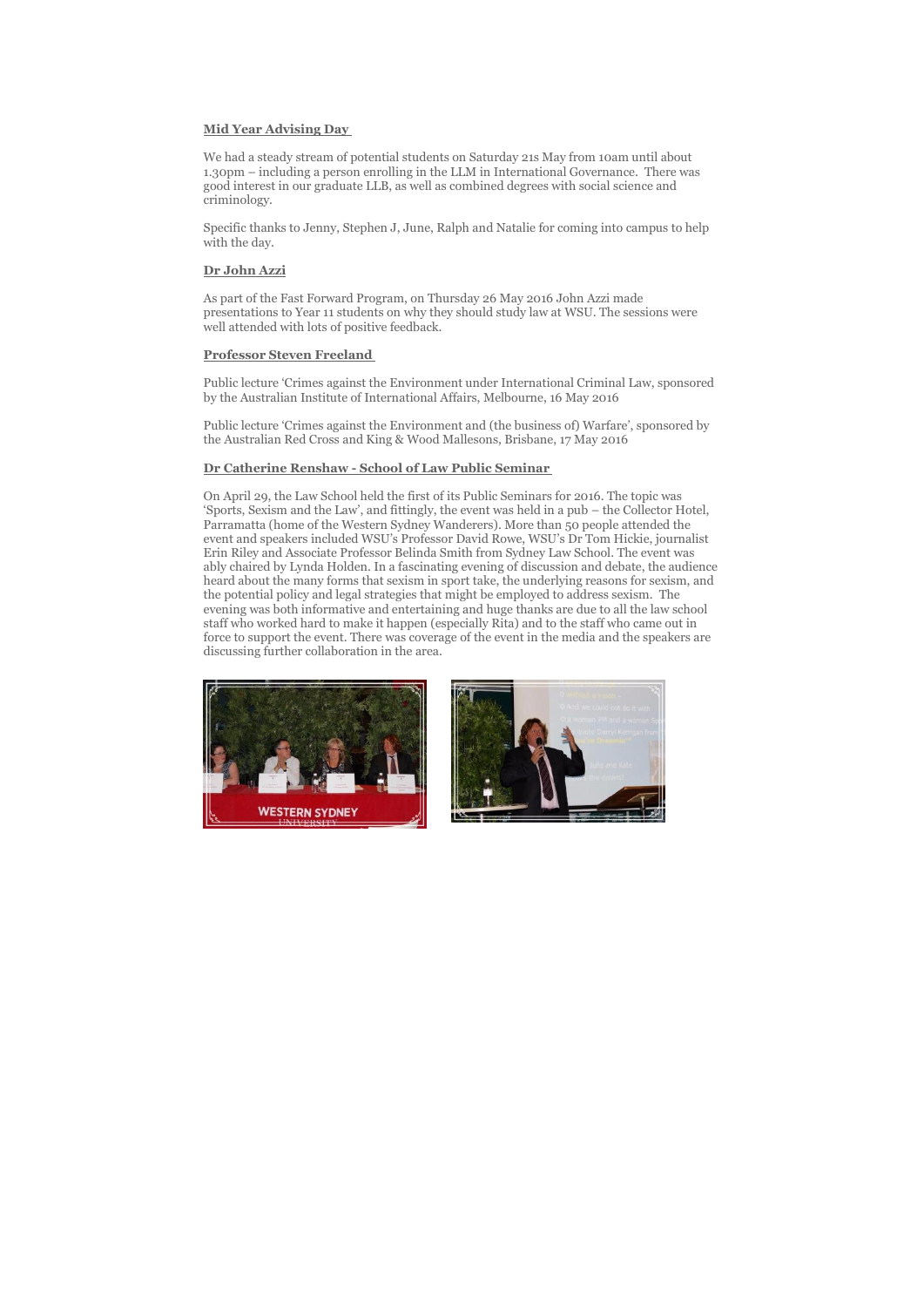## Mid Year Advising Day

We had a steady stream of potential students on Saturday 21s May from 10am until about 1.30pm – including a person enrolling in the LLM in International Governance. There was good interest in our graduate LLB, as well as combined degrees with social science and criminology.

Specific thanks to Jenny, Stephen J, June, Ralph and Natalie for coming into campus to help with the day.

## Dr John Azzi

As part of the Fast Forward Program, on Thursday 26 May 2016 John Azzi made presentations to Year 11 students on why they should study law at WSU. The sessions were well attended with lots of positive feedback.

## Professor Steven Freeland

Public lecture 'Crimes against the Environment under International Criminal Law, sponsored by the Australian Institute of International Affairs, Melbourne, 16 May 2016

Public lecture 'Crimes against the Environment and (the business of) Warfare', sponsored by the Australian Red Cross and King & Wood Mallesons, Brisbane, 17 May 2016

## Dr Catherine Renshaw - School of Law Public Seminar

On April 29, the Law School held the first of its Public Seminars for 2016. The topic was 'Sports, Sexism and the Law', and fittingly, the event was held in a pub – the Collector Hotel, Parramatta (home of the Western Sydney Wanderers). More than 50 people attended the event and speakers included WSU's Professor David Rowe, WSU's Dr Tom Hickie, journalist Erin Riley and Associate Professor Belinda Smith from Sydney Law School. The event was ably chaired by Lynda Holden. In a fascinating evening of discussion and debate, the audience heard about the many forms that sexism in sport take, the underlying reasons for sexism, and the potential policy and legal strategies that might be employed to address sexism. The evening was both informative and entertaining and huge thanks are due to all the law school staff who worked hard to make it happen (especially Rita) and to the staff who came out in force to support the event. There was coverage of the event in the media and the speakers are discussing further collaboration in the area.